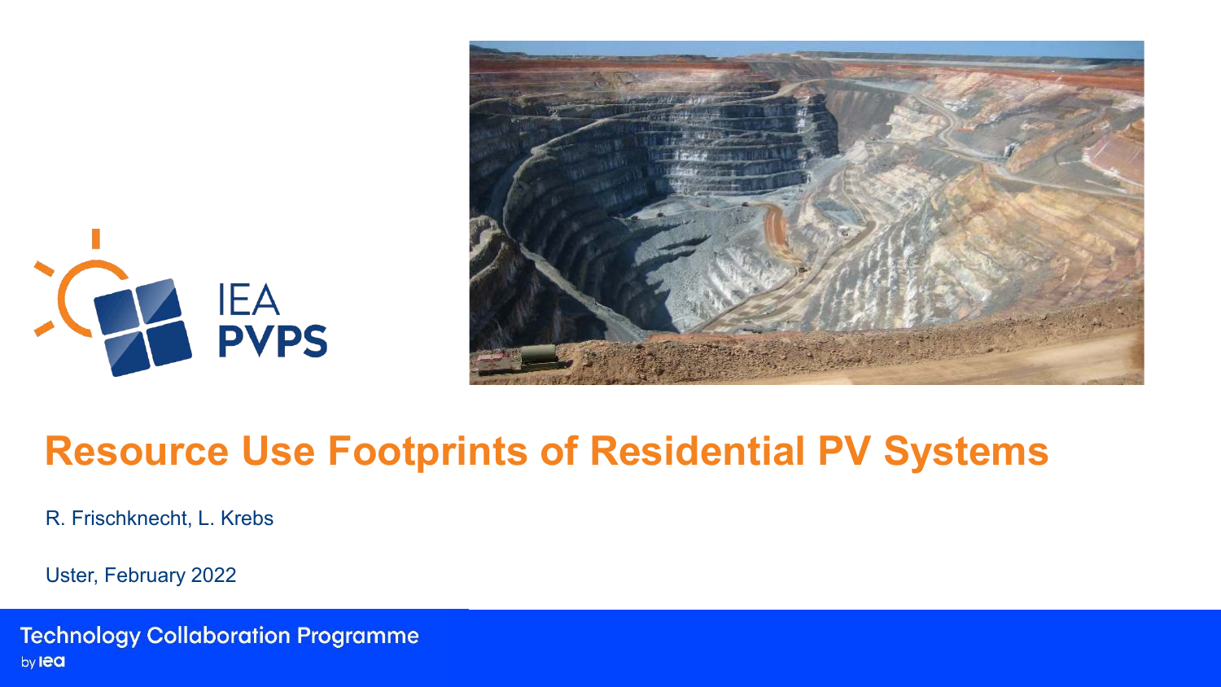IEA PVPS

# Resource Use Footprints of Residential PV Systems

R. Frischknecht, L. Krebs

Uster, February 2022

Technology Collaboration Programme
by iea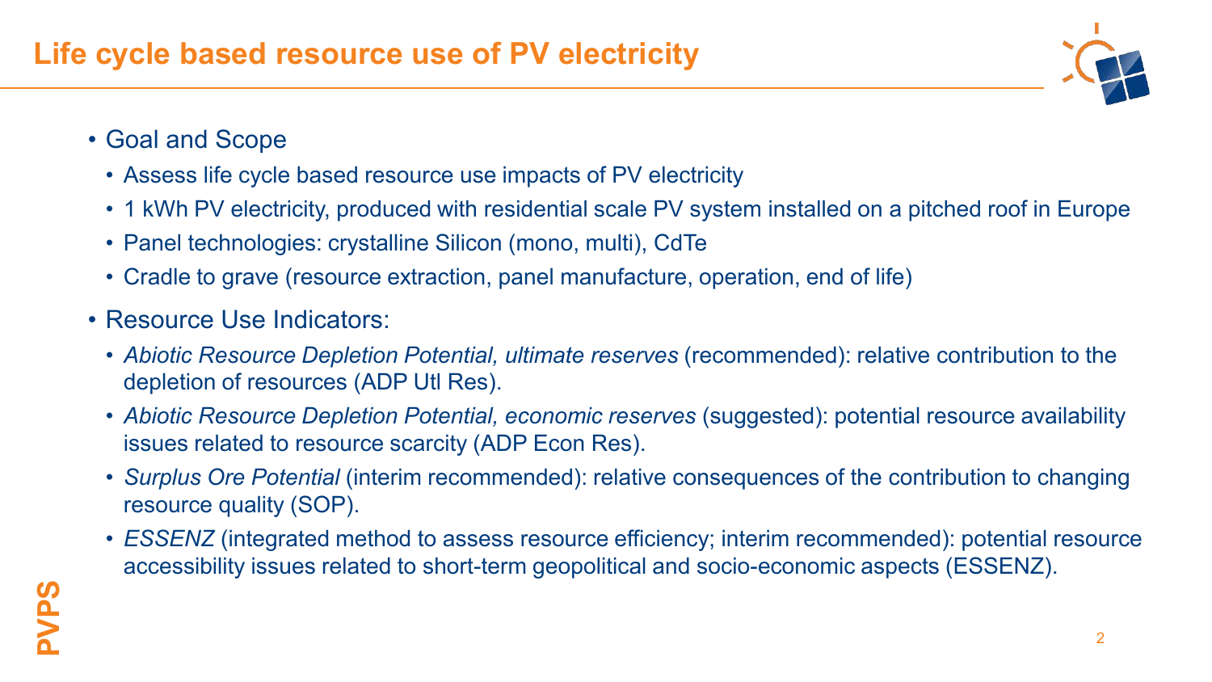# Life cycle based resource use of PV electricity

- Goal and Scope
  - Assess life cycle based resource use impacts of PV electricity
  - 1 kWh PV electricity, produced with residential scale PV system installed on a pitched roof in Europe
  - Panel technologies: crystalline Silicon (mono, multi), CdTe
  - Cradle to grave (resource extraction, panel manufacture, operation, end of life)
- Resource Use Indicators:
  - *Abiotic Resource Depletion Potential, ultimate reserves* (recommended): relative contribution to the depletion of resources (ADP Utl Res).
  - *Abiotic Resource Depletion Potential, economic reserves* (suggested): potential resource availability issues related to resource scarcity (ADP Econ Res).
  - *Surplus Ore Potential* (interim recommended): relative consequences of the contribution to changing resource quality (SOP).
  - *ESSENZ* (integrated method to assess resource efficiency; interim recommended): potential resource accessibility issues related to short-term geopolitical and socio-economic aspects (ESSENZ).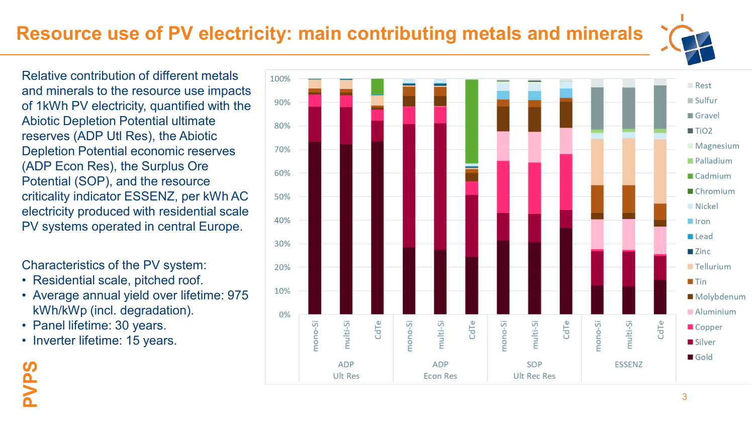# Resource use of PV electricity: main contributing metals and minerals

Relative contribution of different metals and minerals to the resource use impacts of 1kWh PV electricity, quantified with the Abiotic Depletion Potential ultimate reserves (ADP Utl Res), the Abiotic Depletion Potential economic reserves (ADP Econ Res), the Surplus Ore Potential (SOP), and the resource criticality indicator ESSENZ, per kWh AC electricity produced with residential scale PV systems operated in central Europe.

Characteristics of the PV system:

- Residential scale, pitched roof.
- Average annual yield over lifetime: 975 kWh/kWp (incl. degradation).
- Panel lifetime: 30 years.
- Inverter lifetime: 15 years.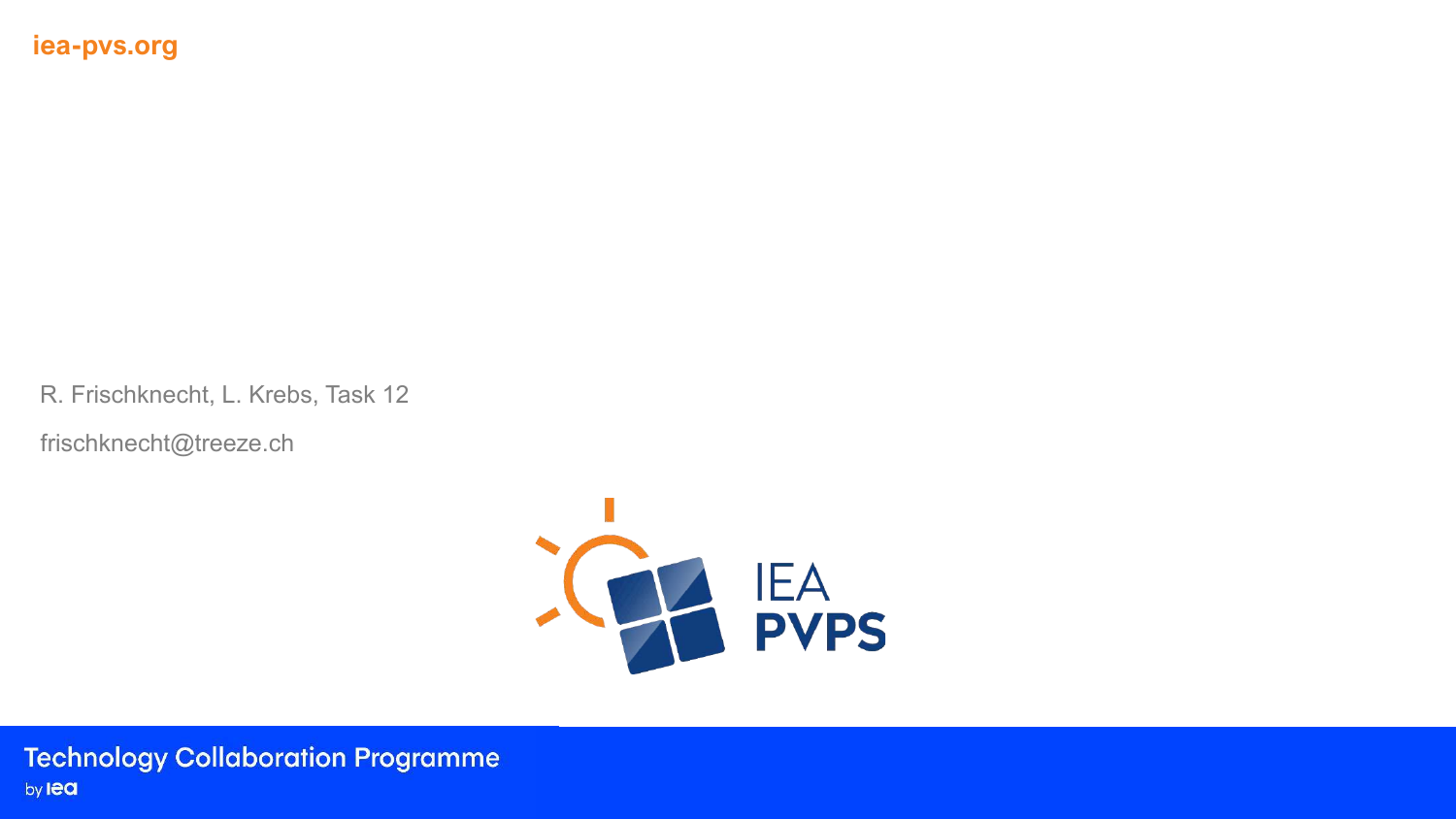iea-pvs.org

R. Frischknecht, L. Krebs, Task 12

frischknecht@treeze.ch

IEA PVPS

Technology Collaboration Programme

by iea